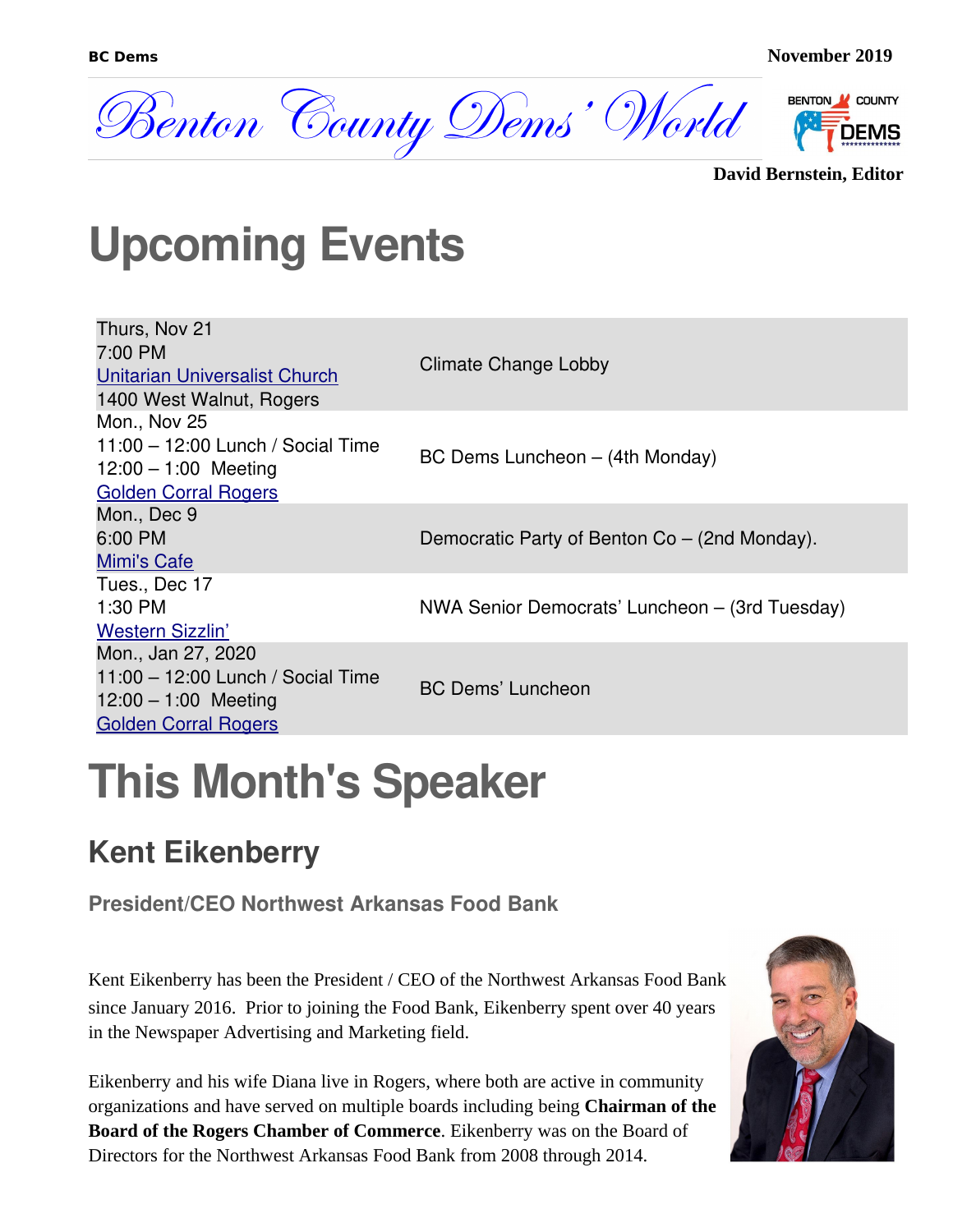BC Dems

November 2019

# Benton County Dems' World

**David Bernstein, Editor**

# Upcoming Events

| | |
|---|---|
| Thurs, Nov 21<br>7:00 PM<br>Unitarian Universalist Church<br>1400 West Walnut, Rogers | Climate Change Lobby |
| Mon., Nov 25<br>11:00 – 12:00 Lunch / Social Time<br>12:00 – 1:00 Meeting<br>Golden Corral Rogers | BC Dems Luncheon – (4th Monday) |
| Mon., Dec 9<br>6:00 PM<br>Mimi's Cafe | Democratic Party of Benton Co – (2nd Monday). |
| Tues., Dec 17<br>1:30 PM<br>Western Sizzlin' | NWA Senior Democrats' Luncheon – (3rd Tuesday) |
| Mon., Jan 27, 2020<br>11:00 – 12:00 Lunch / Social Time<br>12:00 – 1:00 Meeting<br>Golden Corral Rogers | BC Dems' Luncheon |

# This Month's Speaker

## Kent Eikenberry

### President/CEO Northwest Arkansas Food Bank

Kent Eikenberry has been the President / CEO of the Northwest Arkansas Food Bank since January 2016. Prior to joining the Food Bank, Eikenberry spent over 40 years in the Newspaper Advertising and Marketing field.

Eikenberry and his wife Diana live in Rogers, where both are active in community organizations and have served on multiple boards including being **Chairman of the Board of the Rogers Chamber of Commerce**. Eikenberry was on the Board of Directors for the Northwest Arkansas Food Bank from 2008 through 2014.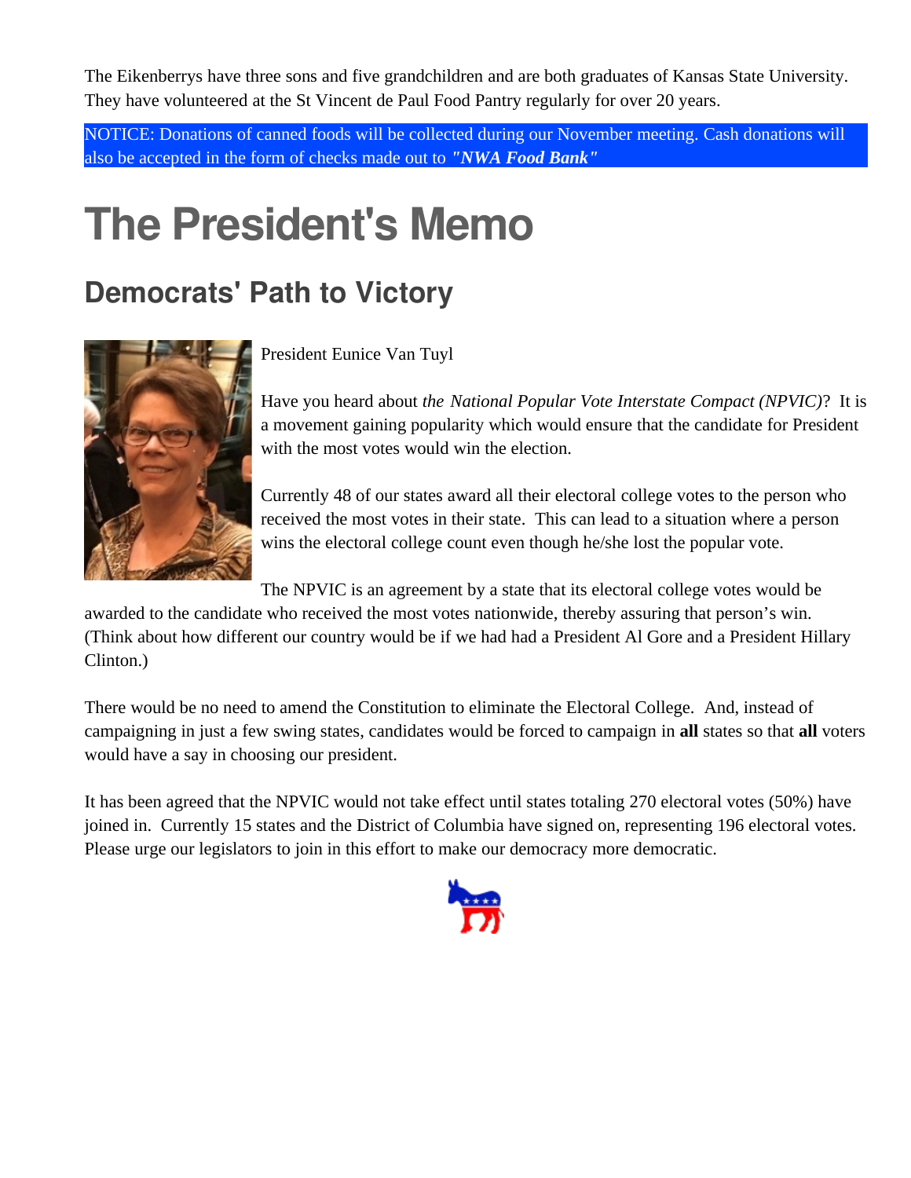The Eikenberrys have three sons and five grandchildren and are both graduates of Kansas State University. They have volunteered at the St Vincent de Paul Food Pantry regularly for over 20 years.

NOTICE: Donations of canned foods will be collected during our November meeting. Cash donations will also be accepted in the form of checks made out to ***"NWA Food Bank"***

# The President's Memo

## Democrats' Path to Victory

President Eunice Van Tuyl

Have you heard about *the National Popular Vote Interstate Compact (NPVIC)*? It is a movement gaining popularity which would ensure that the candidate for President with the most votes would win the election.

Currently 48 of our states award all their electoral college votes to the person who received the most votes in their state. This can lead to a situation where a person wins the electoral college count even though he/she lost the popular vote.

The NPVIC is an agreement by a state that its electoral college votes would be awarded to the candidate who received the most votes nationwide, thereby assuring that person's win. (Think about how different our country would be if we had had a President Al Gore and a President Hillary Clinton.)

There would be no need to amend the Constitution to eliminate the Electoral College. And, instead of campaigning in just a few swing states, candidates would be forced to campaign in **all** states so that **all** voters would have a say in choosing our president.

It has been agreed that the NPVIC would not take effect until states totaling 270 electoral votes (50%) have joined in. Currently 15 states and the District of Columbia have signed on, representing 196 electoral votes. Please urge our legislators to join in this effort to make our democracy more democratic.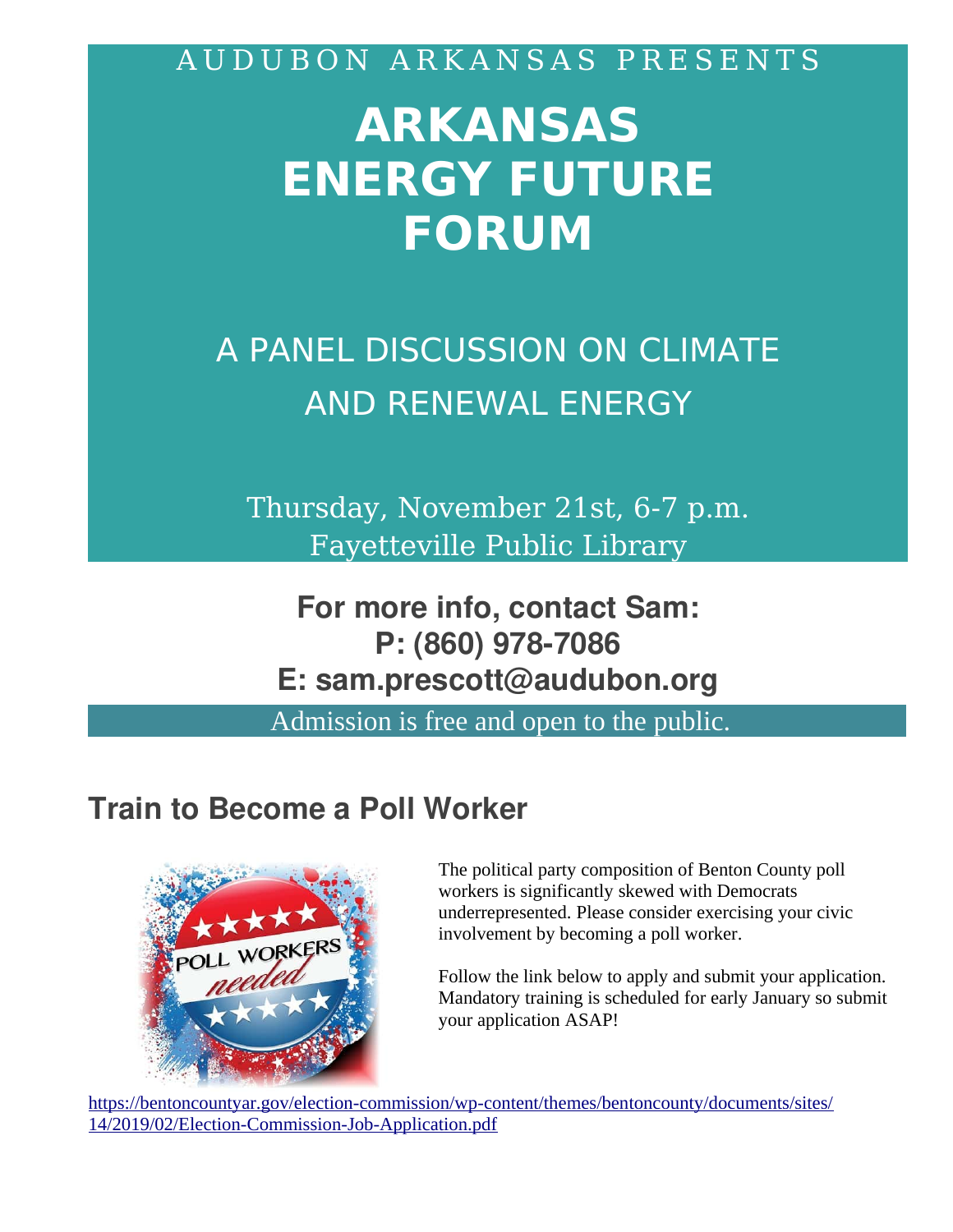AUDUBON ARKANSAS PRESENTS

# ARKANSAS ENERGY FUTURE FORUM

## A PANEL DISCUSSION ON CLIMATE AND RENEWAL ENERGY

Thursday, November 21st, 6-7 p.m.
Fayetteville Public Library

**For more info, contact Sam:**
**P: (860) 978-7086**
**E: sam.prescott@audubon.org**

Admission is free and open to the public.

## Train to Become a Poll Worker

The political party composition of Benton County poll workers is significantly skewed with Democrats underrepresented. Please consider exercising your civic involvement by becoming a poll worker.

Follow the link below to apply and submit your application. Mandatory training is scheduled for early January so submit your application ASAP!

https://bentoncountyar.gov/election-commission/wp-content/themes/bentoncounty/documents/sites/14/2019/02/Election-Commission-Job-Application.pdf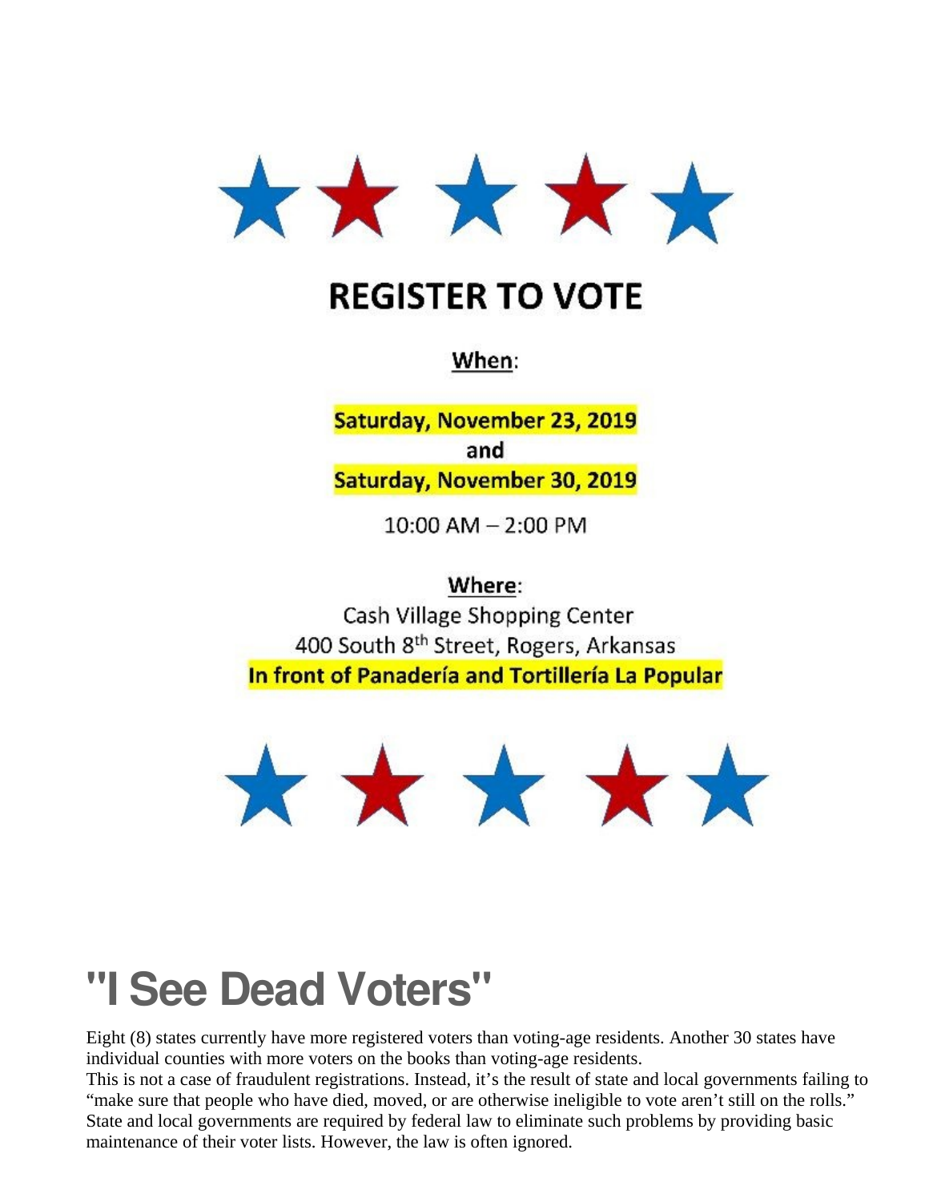# REGISTER TO VOTE

**When:**

**Saturday, November 23, 2019**
**and**
**Saturday, November 30, 2019**

10:00 AM – 2:00 PM

**Where:**

Cash Village Shopping Center
400 South 8th Street, Rogers, Arkansas
**In front of Panadería and Tortillería La Popular**

# "I See Dead Voters"

Eight (8) states currently have more registered voters than voting-age residents. Another 30 states have individual counties with more voters on the books than voting-age residents.

This is not a case of fraudulent registrations. Instead, it's the result of state and local governments failing to "make sure that people who have died, moved, or are otherwise ineligible to vote aren't still on the rolls." State and local governments are required by federal law to eliminate such problems by providing basic maintenance of their voter lists. However, the law is often ignored.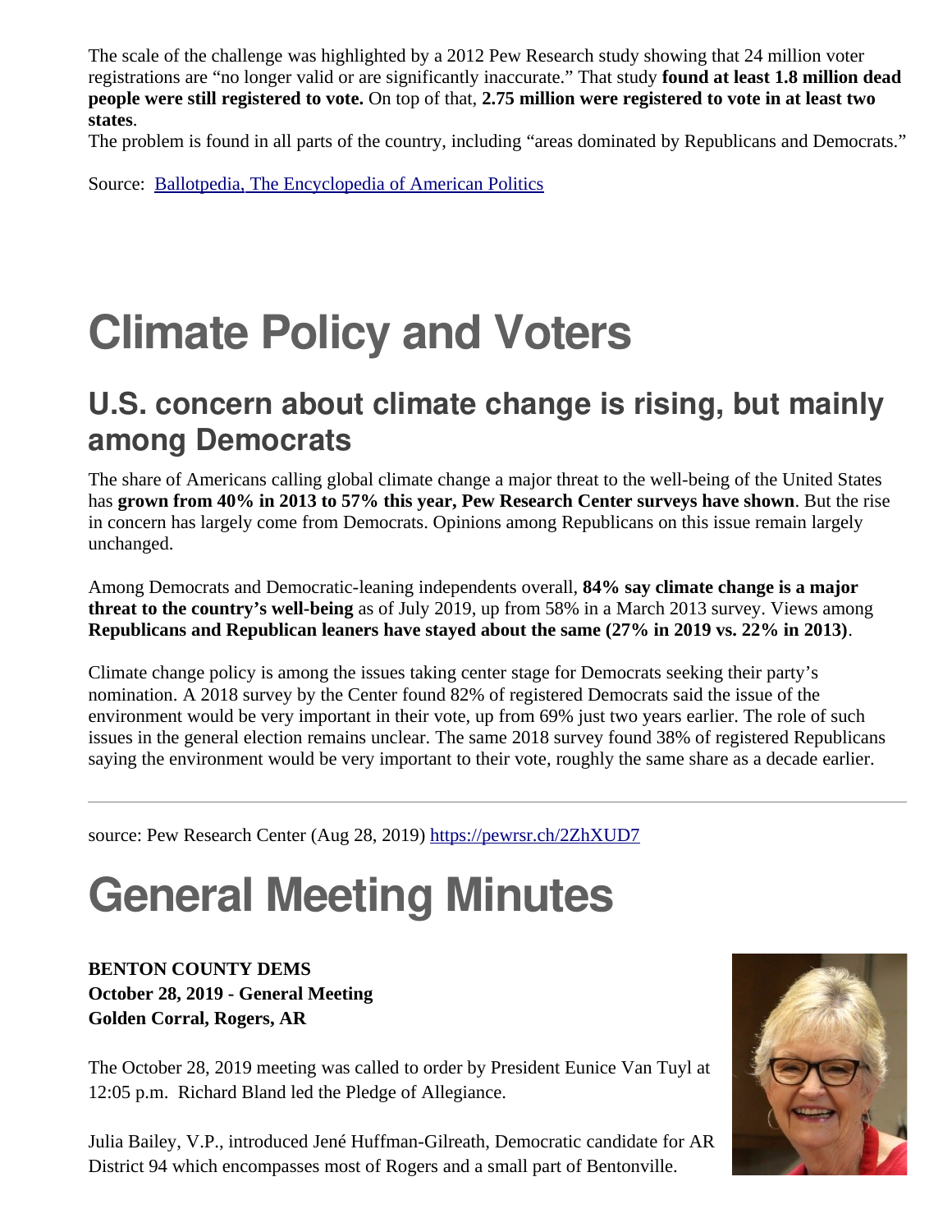The scale of the challenge was highlighted by a 2012 Pew Research study showing that 24 million voter registrations are "no longer valid or are significantly inaccurate." That study **found at least 1.8 million dead people were still registered to vote.** On top of that, **2.75 million were registered to vote in at least two states**.

The problem is found in all parts of the country, including "areas dominated by Republicans and Democrats."

Source: [Ballotpedia, The Encyclopedia of American Politics]()

# Climate Policy and Voters

## U.S. concern about climate change is rising, but mainly among Democrats

The share of Americans calling global climate change a major threat to the well-being of the United States has **grown from 40% in 2013 to 57% this year, Pew Research Center surveys have shown**. But the rise in concern has largely come from Democrats. Opinions among Republicans on this issue remain largely unchanged.

Among Democrats and Democratic-leaning independents overall, **84% say climate change is a major threat to the country's well-being** as of July 2019, up from 58% in a March 2013 survey. Views among **Republicans and Republican leaners have stayed about the same (27% in 2019 vs. 22% in 2013)**.

Climate change policy is among the issues taking center stage for Democrats seeking their party's nomination. A 2018 survey by the Center found 82% of registered Democrats said the issue of the environment would be very important in their vote, up from 69% just two years earlier. The role of such issues in the general election remains unclear. The same 2018 survey found 38% of registered Republicans saying the environment would be very important to their vote, roughly the same share as a decade earlier.

---

source: Pew Research Center (Aug 28, 2019) [https://pewrsr.ch/2ZhXUD7](https://pewrsr.ch/2ZhXUD7)

# General Meeting Minutes

**BENTON COUNTY DEMS**
**October 28, 2019 - General Meeting**
**Golden Corral, Rogers, AR**

The October 28, 2019 meeting was called to order by President Eunice Van Tuyl at 12:05 p.m. Richard Bland led the Pledge of Allegiance.

Julia Bailey, V.P., introduced Jené Huffman-Gilreath, Democratic candidate for AR District 94 which encompasses most of Rogers and a small part of Bentonville.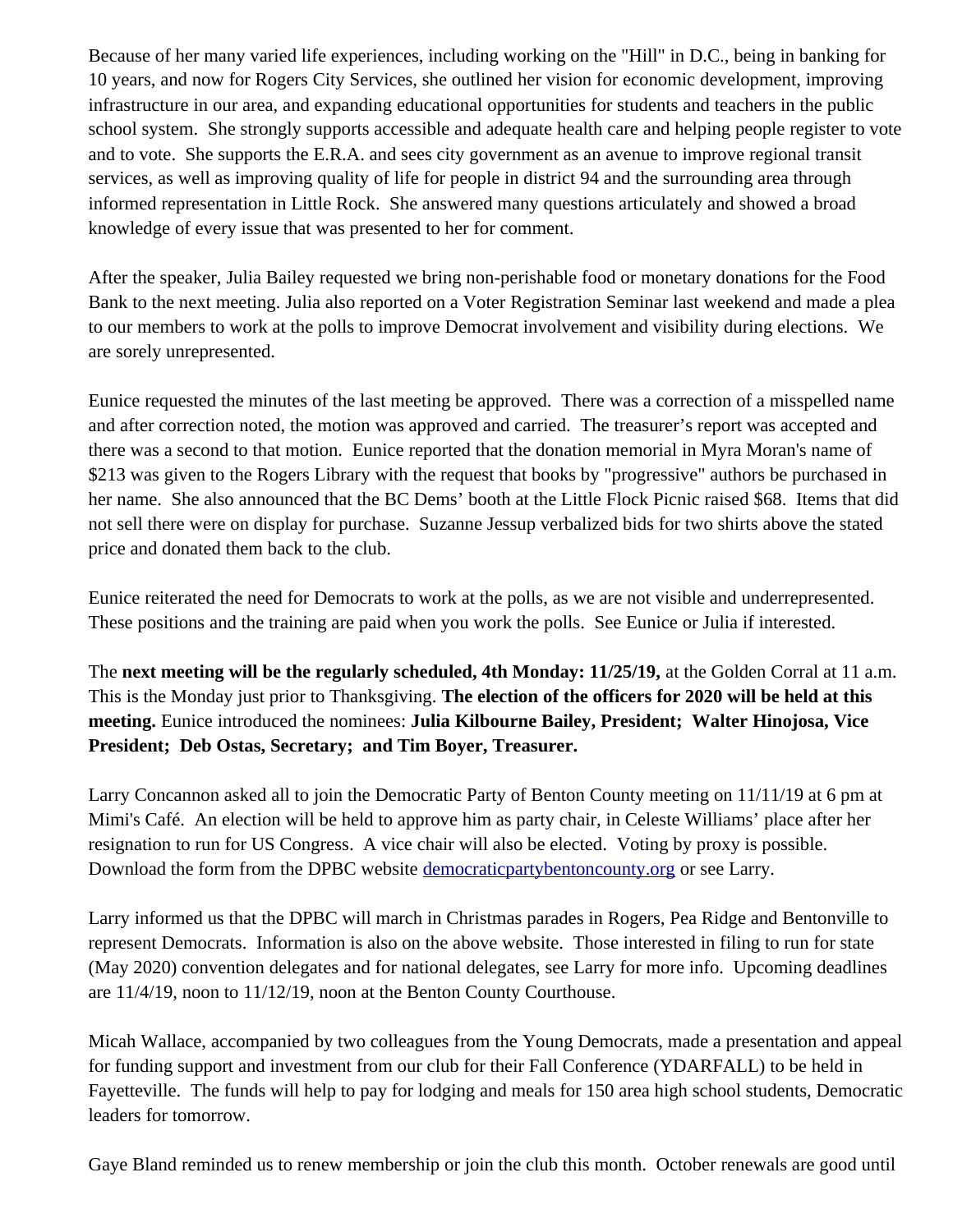Because of her many varied life experiences, including working on the "Hill" in D.C., being in banking for 10 years, and now for Rogers City Services, she outlined her vision for economic development, improving infrastructure in our area, and expanding educational opportunities for students and teachers in the public school system. She strongly supports accessible and adequate health care and helping people register to vote and to vote. She supports the E.R.A. and sees city government as an avenue to improve regional transit services, as well as improving quality of life for people in district 94 and the surrounding area through informed representation in Little Rock. She answered many questions articulately and showed a broad knowledge of every issue that was presented to her for comment.

After the speaker, Julia Bailey requested we bring non-perishable food or monetary donations for the Food Bank to the next meeting. Julia also reported on a Voter Registration Seminar last weekend and made a plea to our members to work at the polls to improve Democrat involvement and visibility during elections. We are sorely unrepresented.

Eunice requested the minutes of the last meeting be approved. There was a correction of a misspelled name and after correction noted, the motion was approved and carried. The treasurer's report was accepted and there was a second to that motion. Eunice reported that the donation memorial in Myra Moran's name of $213 was given to the Rogers Library with the request that books by "progressive" authors be purchased in her name. She also announced that the BC Dems' booth at the Little Flock Picnic raised $68. Items that did not sell there were on display for purchase. Suzanne Jessup verbalized bids for two shirts above the stated price and donated them back to the club.

Eunice reiterated the need for Democrats to work at the polls, as we are not visible and underrepresented. These positions and the training are paid when you work the polls. See Eunice or Julia if interested.

The **next meeting will be the regularly scheduled, 4th Monday: 11/25/19,** at the Golden Corral at 11 a.m. This is the Monday just prior to Thanksgiving. **The election of the officers for 2020 will be held at this meeting.** Eunice introduced the nominees: **Julia Kilbourne Bailey, President; Walter Hinojosa, Vice President; Deb Ostas, Secretary; and Tim Boyer, Treasurer.**

Larry Concannon asked all to join the Democratic Party of Benton County meeting on 11/11/19 at 6 pm at Mimi's Café. An election will be held to approve him as party chair, in Celeste Williams' place after her resignation to run for US Congress. A vice chair will also be elected. Voting by proxy is possible. Download the form from the DPBC website [democraticpartybentoncounty.org](democraticpartybentoncounty.org) or see Larry.

Larry informed us that the DPBC will march in Christmas parades in Rogers, Pea Ridge and Bentonville to represent Democrats. Information is also on the above website. Those interested in filing to run for state (May 2020) convention delegates and for national delegates, see Larry for more info. Upcoming deadlines are 11/4/19, noon to 11/12/19, noon at the Benton County Courthouse.

Micah Wallace, accompanied by two colleagues from the Young Democrats, made a presentation and appeal for funding support and investment from our club for their Fall Conference (YDARFALL) to be held in Fayetteville. The funds will help to pay for lodging and meals for 150 area high school students, Democratic leaders for tomorrow.

Gaye Bland reminded us to renew membership or join the club this month. October renewals are good until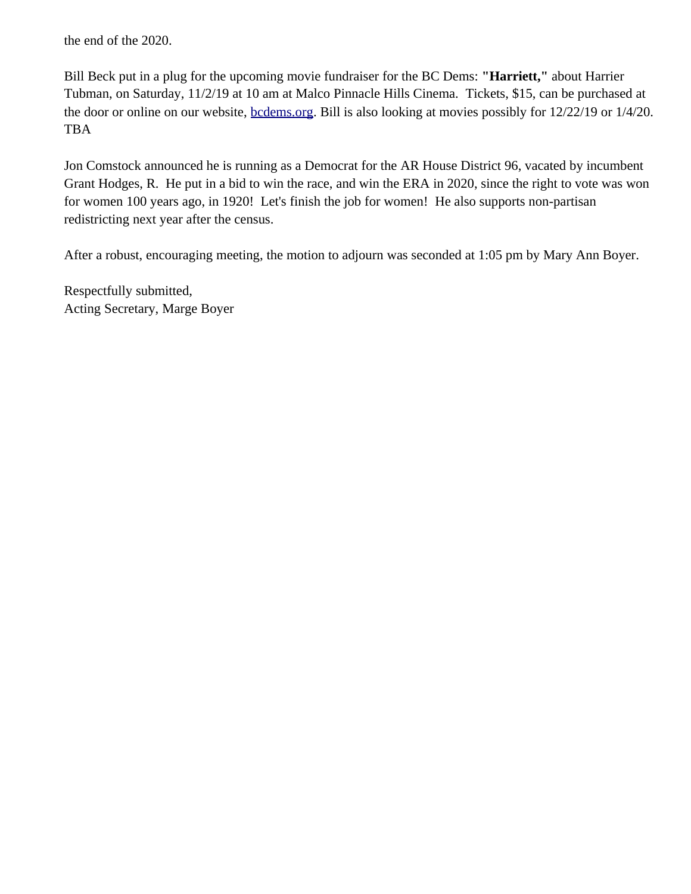the end of the 2020.

Bill Beck put in a plug for the upcoming movie fundraiser for the BC Dems: **"Harriett,"** about Harrier Tubman, on Saturday, 11/2/19 at 10 am at Malco Pinnacle Hills Cinema. Tickets, $15, can be purchased at the door or online on our website, [bcdems.org](bcdems.org). Bill is also looking at movies possibly for 12/22/19 or 1/4/20. TBA

Jon Comstock announced he is running as a Democrat for the AR House District 96, vacated by incumbent Grant Hodges, R. He put in a bid to win the race, and win the ERA in 2020, since the right to vote was won for women 100 years ago, in 1920! Let's finish the job for women! He also supports non-partisan redistricting next year after the census.

After a robust, encouraging meeting, the motion to adjourn was seconded at 1:05 pm by Mary Ann Boyer.

Respectfully submitted,
Acting Secretary, Marge Boyer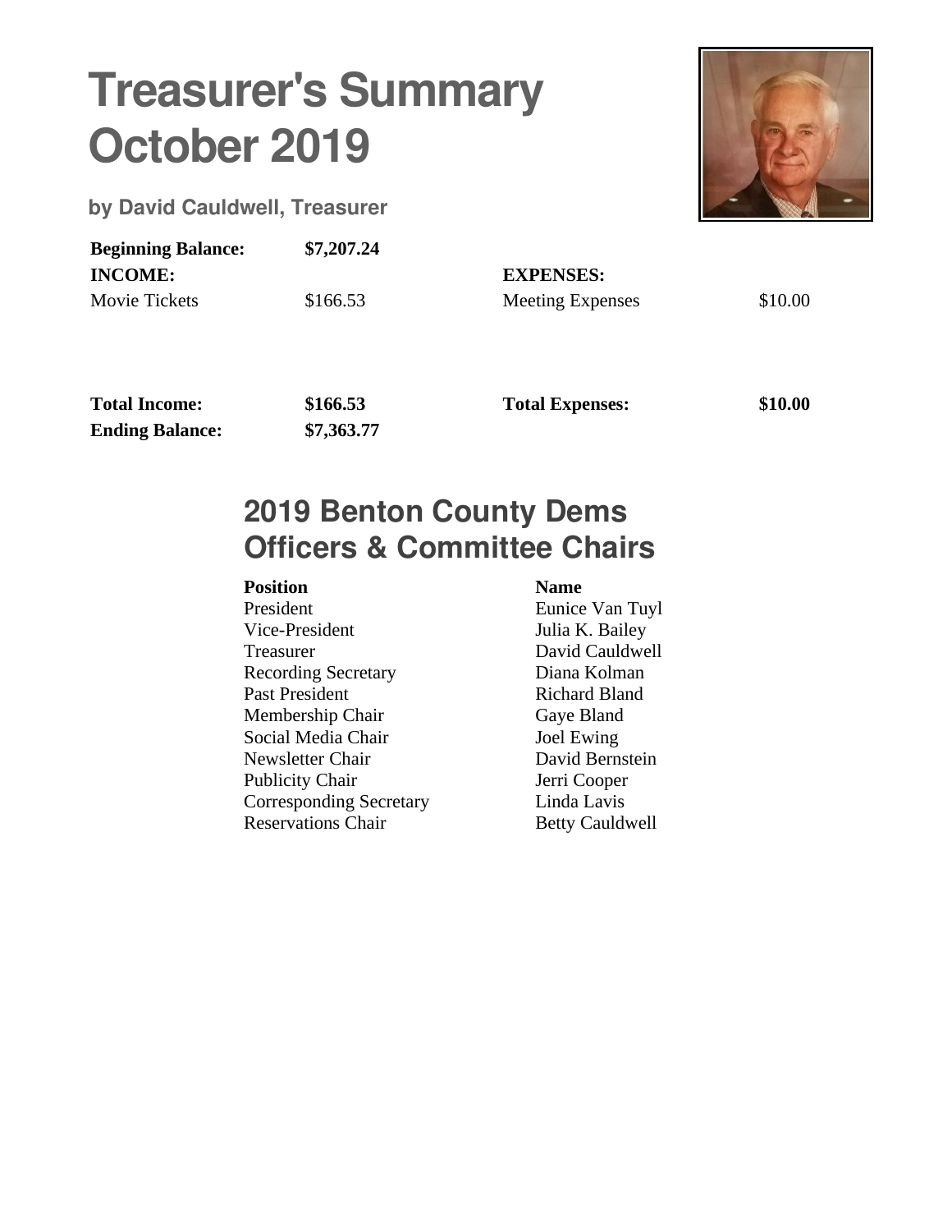# Treasurer's Summary October 2019

**by David Cauldwell, Treasurer**

| | | | |
|---|---|---|---|
| **Beginning Balance:** | **$7,207.24** | | |
| **INCOME:** | | **EXPENSES:** | |
| Movie Tickets | $166.53 | Meeting Expenses | $10.00 |
| **Total Income:** | **$166.53** | **Total Expenses:** | **$10.00** |
| **Ending Balance:** | **$7,363.77** | | |

## 2019 Benton County Dems Officers & Committee Chairs

| Position | Name |
|---|---|
| President | Eunice Van Tuyl |
| Vice-President | Julia K. Bailey |
| Treasurer | David Cauldwell |
| Recording Secretary | Diana Kolman |
| Past President | Richard Bland |
| Membership Chair | Gaye Bland |
| Social Media Chair | Joel Ewing |
| Newsletter Chair | David Bernstein |
| Publicity Chair | Jerri Cooper |
| Corresponding Secretary | Linda Lavis |
| Reservations Chair | Betty Cauldwell |